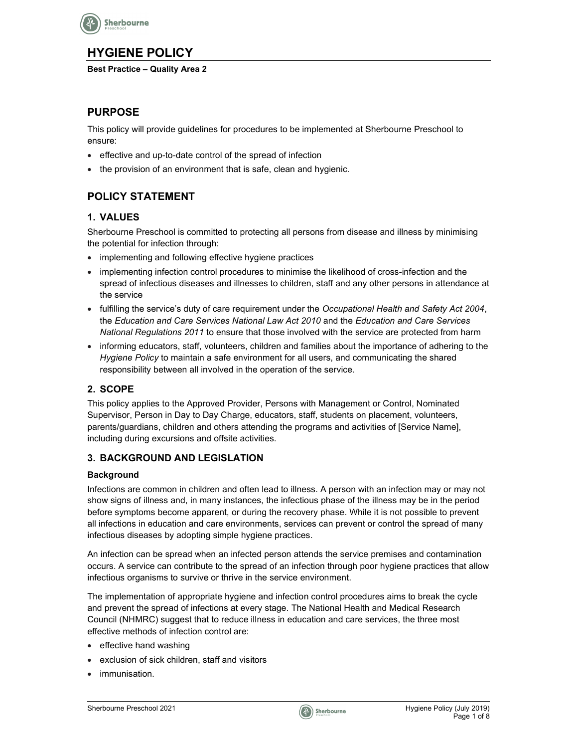# HYGIENE POLICY

**Best Practice – Quality Area 2**

## PURPOSE

This policy will provide guidelines for procedures to be implemented at Sherbourne Preschool to ensure:

- effective and up-to-date control of the spread of infection
- the provision of an environment that is safe, clean and hygienic.

## POLICY STATEMENT

### 1. VALUES

Sherbourne Preschool is committed to protecting all persons from disease and illness by minimising the potential for infection through:

- implementing and following effective hygiene practices
- implementing infection control procedures to minimise the likelihood of cross-infection and the spread of infectious diseases and illnesses to children, staff and any other persons in attendance at the service
- fulfilling the service's duty of care requirement under the *Occupational Health and Safety Act 2004*, the *Education and Care Services National Law Act 2010* and the *Education and Care Services National Regulations 2011* to ensure that those involved with the service are protected from harm
- informing educators, staff, volunteers, children and families about the importance of adhering to the *Hygiene Policy* to maintain a safe environment for all users, and communicating the shared responsibility between all involved in the operation of the service.

### 2. SCOPE

This policy applies to the Approved Provider, Persons with Management or Control, Nominated Supervisor, Person in Day to Day Charge, educators, staff, students on placement, volunteers, parents/guardians, children and others attending the programs and activities of [Service Name], including during excursions and offsite activities.

### 3. BACKGROUND AND LEGISLATION

**Background**

Infections are common in children and often lead to illness. A person with an infection may or may not show signs of illness and, in many instances, the infectious phase of the illness may be in the period before symptoms become apparent, or during the recovery phase. While it is not possible to prevent all infections in education and care environments, services can prevent or control the spread of many infectious diseases by adopting simple hygiene practices.

An infection can be spread when an infected person attends the service premises and contamination occurs. A service can contribute to the spread of an infection through poor hygiene practices that allow infectious organisms to survive or thrive in the service environment.

The implementation of appropriate hygiene and infection control procedures aims to break the cycle and prevent the spread of infections at every stage. The National Health and Medical Research Council (NHMRC) suggest that to reduce illness in education and care services, the three most effective methods of infection control are:

- effective hand washing
- exclusion of sick children, staff and visitors
- immunisation.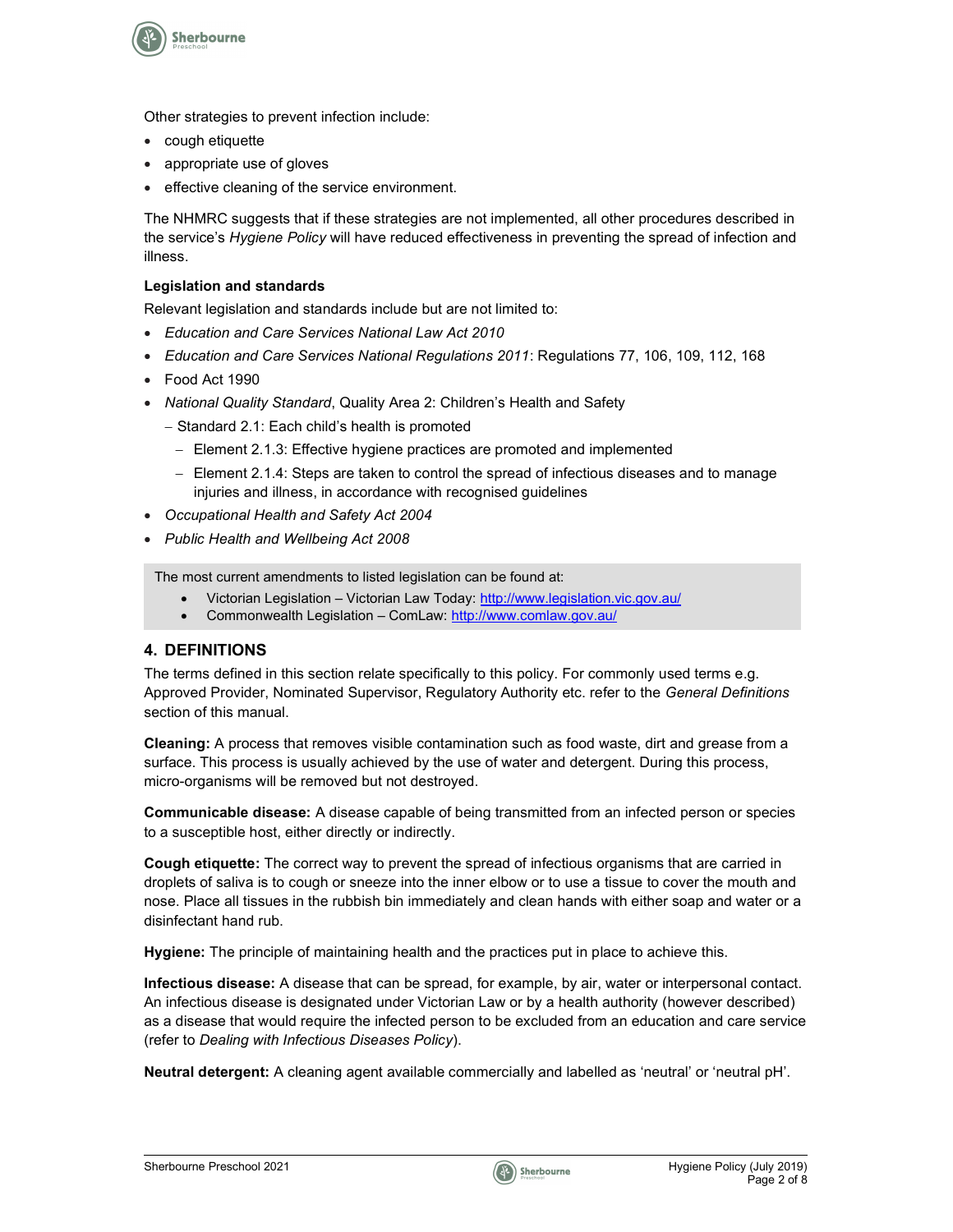Other strategies to prevent infection include:

- cough etiquette
- appropriate use of gloves
- effective cleaning of the service environment.

The NHMRC suggests that if these strategies are not implemented, all other procedures described in the service's *Hygiene Policy* will have reduced effectiveness in preventing the spread of infection and illness.

**Legislation and standards**

Relevant legislation and standards include but are not limited to:

- *Education and Care Services National Law Act 2010*
- *Education and Care Services National Regulations 2011*: Regulations 77, 106, 109, 112, 168
- Food Act 1990
- *National Quality Standard*, Quality Area 2: Children's Health and Safety
  - Standard 2.1: Each child's health is promoted
    - Element 2.1.3: Effective hygiene practices are promoted and implemented
    - Element 2.1.4: Steps are taken to control the spread of infectious diseases and to manage injuries and illness, in accordance with recognised guidelines
- *Occupational Health and Safety Act 2004*
- *Public Health and Wellbeing Act 2008*

> The most current amendments to listed legislation can be found at:
>
> - Victorian Legislation – Victorian Law Today: http://www.legislation.vic.gov.au/
> - Commonwealth Legislation – ComLaw: http://www.comlaw.gov.au/

## 4. DEFINITIONS

The terms defined in this section relate specifically to this policy. For commonly used terms e.g. Approved Provider, Nominated Supervisor, Regulatory Authority etc. refer to the *General Definitions* section of this manual.

**Cleaning:** A process that removes visible contamination such as food waste, dirt and grease from a surface. This process is usually achieved by the use of water and detergent. During this process, micro-organisms will be removed but not destroyed.

**Communicable disease:** A disease capable of being transmitted from an infected person or species to a susceptible host, either directly or indirectly.

**Cough etiquette:** The correct way to prevent the spread of infectious organisms that are carried in droplets of saliva is to cough or sneeze into the inner elbow or to use a tissue to cover the mouth and nose. Place all tissues in the rubbish bin immediately and clean hands with either soap and water or a disinfectant hand rub.

**Hygiene:** The principle of maintaining health and the practices put in place to achieve this.

**Infectious disease:** A disease that can be spread, for example, by air, water or interpersonal contact. An infectious disease is designated under Victorian Law or by a health authority (however described) as a disease that would require the infected person to be excluded from an education and care service (refer to *Dealing with Infectious Diseases Policy*).

**Neutral detergent:** A cleaning agent available commercially and labelled as 'neutral' or 'neutral pH'.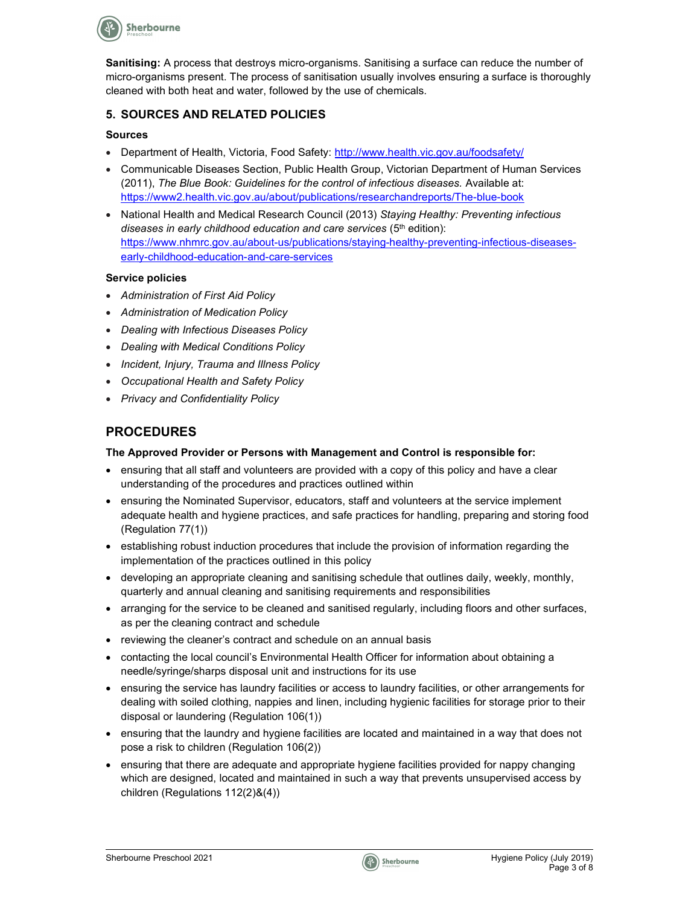**Sanitising:** A process that destroys micro-organisms. Sanitising a surface can reduce the number of micro-organisms present. The process of sanitisation usually involves ensuring a surface is thoroughly cleaned with both heat and water, followed by the use of chemicals.

## 5. SOURCES AND RELATED POLICIES

### Sources

- Department of Health, Victoria, Food Safety: http://www.health.vic.gov.au/foodsafety/
- Communicable Diseases Section, Public Health Group, Victorian Department of Human Services (2011), *The Blue Book: Guidelines for the control of infectious diseases.* Available at: https://www2.health.vic.gov.au/about/publications/researchandreports/The-blue-book
- National Health and Medical Research Council (2013) *Staying Healthy: Preventing infectious diseases in early childhood education and care services* (5th edition): https://www.nhmrc.gov.au/about-us/publications/staying-healthy-preventing-infectious-diseases-early-childhood-education-and-care-services

### Service policies

- *Administration of First Aid Policy*
- *Administration of Medication Policy*
- *Dealing with Infectious Diseases Policy*
- *Dealing with Medical Conditions Policy*
- *Incident, Injury, Trauma and Illness Policy*
- *Occupational Health and Safety Policy*
- *Privacy and Confidentiality Policy*

# PROCEDURES

**The Approved Provider or Persons with Management and Control is responsible for:**

- ensuring that all staff and volunteers are provided with a copy of this policy and have a clear understanding of the procedures and practices outlined within
- ensuring the Nominated Supervisor, educators, staff and volunteers at the service implement adequate health and hygiene practices, and safe practices for handling, preparing and storing food (Regulation 77(1))
- establishing robust induction procedures that include the provision of information regarding the implementation of the practices outlined in this policy
- developing an appropriate cleaning and sanitising schedule that outlines daily, weekly, monthly, quarterly and annual cleaning and sanitising requirements and responsibilities
- arranging for the service to be cleaned and sanitised regularly, including floors and other surfaces, as per the cleaning contract and schedule
- reviewing the cleaner's contract and schedule on an annual basis
- contacting the local council's Environmental Health Officer for information about obtaining a needle/syringe/sharps disposal unit and instructions for its use
- ensuring the service has laundry facilities or access to laundry facilities, or other arrangements for dealing with soiled clothing, nappies and linen, including hygienic facilities for storage prior to their disposal or laundering (Regulation 106(1))
- ensuring that the laundry and hygiene facilities are located and maintained in a way that does not pose a risk to children (Regulation 106(2))
- ensuring that there are adequate and appropriate hygiene facilities provided for nappy changing which are designed, located and maintained in such a way that prevents unsupervised access by children (Regulations 112(2)&(4))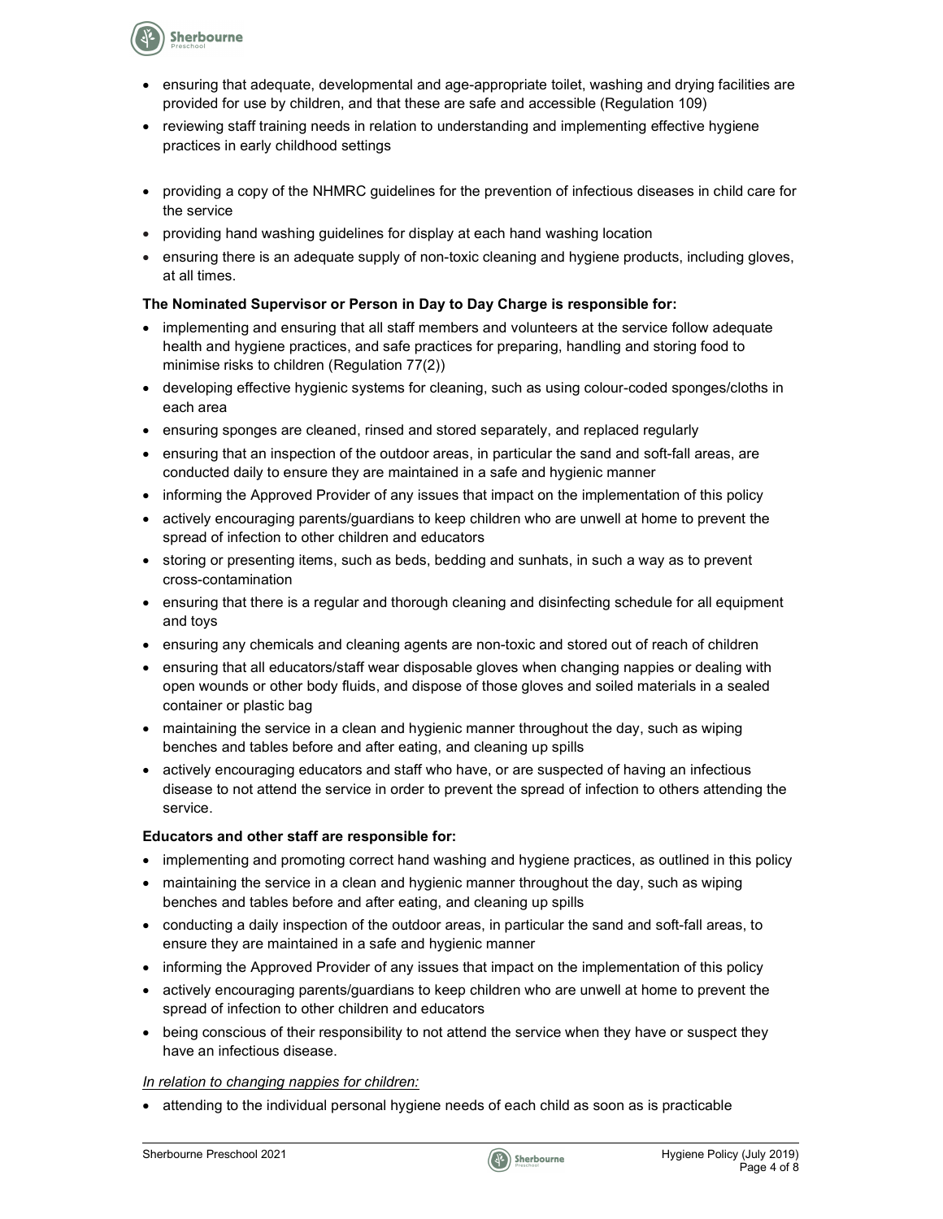- ensuring that adequate, developmental and age-appropriate toilet, washing and drying facilities are provided for use by children, and that these are safe and accessible (Regulation 109)
- reviewing staff training needs in relation to understanding and implementing effective hygiene practices in early childhood settings
- providing a copy of the NHMRC guidelines for the prevention of infectious diseases in child care for the service
- providing hand washing guidelines for display at each hand washing location
- ensuring there is an adequate supply of non-toxic cleaning and hygiene products, including gloves, at all times.

**The Nominated Supervisor or Person in Day to Day Charge is responsible for:**

- implementing and ensuring that all staff members and volunteers at the service follow adequate health and hygiene practices, and safe practices for preparing, handling and storing food to minimise risks to children (Regulation 77(2))
- developing effective hygienic systems for cleaning, such as using colour-coded sponges/cloths in each area
- ensuring sponges are cleaned, rinsed and stored separately, and replaced regularly
- ensuring that an inspection of the outdoor areas, in particular the sand and soft-fall areas, are conducted daily to ensure they are maintained in a safe and hygienic manner
- informing the Approved Provider of any issues that impact on the implementation of this policy
- actively encouraging parents/guardians to keep children who are unwell at home to prevent the spread of infection to other children and educators
- storing or presenting items, such as beds, bedding and sunhats, in such a way as to prevent cross-contamination
- ensuring that there is a regular and thorough cleaning and disinfecting schedule for all equipment and toys
- ensuring any chemicals and cleaning agents are non-toxic and stored out of reach of children
- ensuring that all educators/staff wear disposable gloves when changing nappies or dealing with open wounds or other body fluids, and dispose of those gloves and soiled materials in a sealed container or plastic bag
- maintaining the service in a clean and hygienic manner throughout the day, such as wiping benches and tables before and after eating, and cleaning up spills
- actively encouraging educators and staff who have, or are suspected of having an infectious disease to not attend the service in order to prevent the spread of infection to others attending the service.

**Educators and other staff are responsible for:**

- implementing and promoting correct hand washing and hygiene practices, as outlined in this policy
- maintaining the service in a clean and hygienic manner throughout the day, such as wiping benches and tables before and after eating, and cleaning up spills
- conducting a daily inspection of the outdoor areas, in particular the sand and soft-fall areas, to ensure they are maintained in a safe and hygienic manner
- informing the Approved Provider of any issues that impact on the implementation of this policy
- actively encouraging parents/guardians to keep children who are unwell at home to prevent the spread of infection to other children and educators
- being conscious of their responsibility to not attend the service when they have or suspect they have an infectious disease.

*In relation to changing nappies for children:*

- attending to the individual personal hygiene needs of each child as soon as is practicable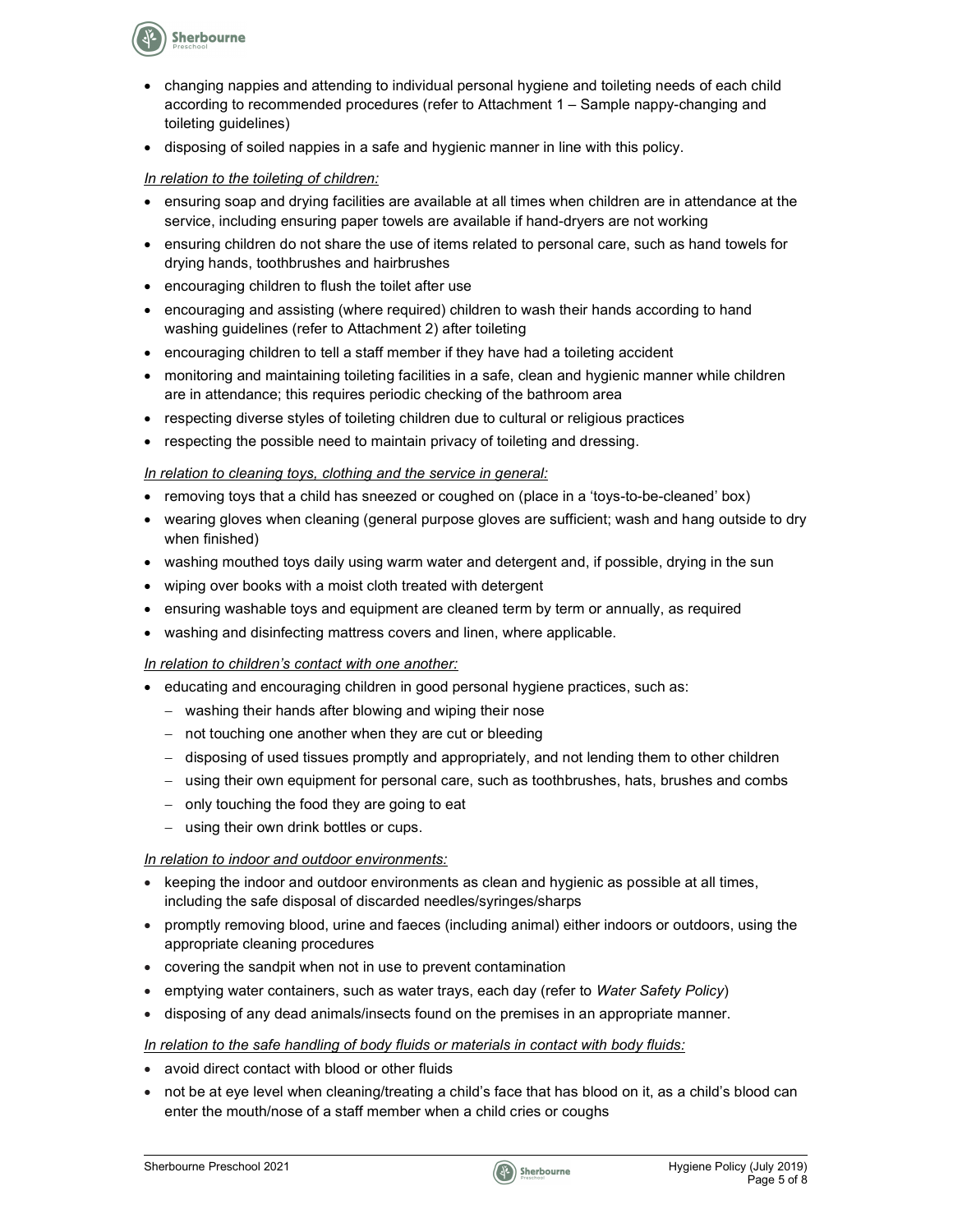- changing nappies and attending to individual personal hygiene and toileting needs of each child according to recommended procedures (refer to Attachment 1 – Sample nappy-changing and toileting guidelines)
- disposing of soiled nappies in a safe and hygienic manner in line with this policy.

*In relation to the toileting of children:*

- ensuring soap and drying facilities are available at all times when children are in attendance at the service, including ensuring paper towels are available if hand-dryers are not working
- ensuring children do not share the use of items related to personal care, such as hand towels for drying hands, toothbrushes and hairbrushes
- encouraging children to flush the toilet after use
- encouraging and assisting (where required) children to wash their hands according to hand washing guidelines (refer to Attachment 2) after toileting
- encouraging children to tell a staff member if they have had a toileting accident
- monitoring and maintaining toileting facilities in a safe, clean and hygienic manner while children are in attendance; this requires periodic checking of the bathroom area
- respecting diverse styles of toileting children due to cultural or religious practices
- respecting the possible need to maintain privacy of toileting and dressing.

*In relation to cleaning toys, clothing and the service in general:*

- removing toys that a child has sneezed or coughed on (place in a 'toys-to-be-cleaned' box)
- wearing gloves when cleaning (general purpose gloves are sufficient; wash and hang outside to dry when finished)
- washing mouthed toys daily using warm water and detergent and, if possible, drying in the sun
- wiping over books with a moist cloth treated with detergent
- ensuring washable toys and equipment are cleaned term by term or annually, as required
- washing and disinfecting mattress covers and linen, where applicable.

*In relation to children's contact with one another:*

- educating and encouraging children in good personal hygiene practices, such as:
  - washing their hands after blowing and wiping their nose
  - not touching one another when they are cut or bleeding
  - disposing of used tissues promptly and appropriately, and not lending them to other children
  - using their own equipment for personal care, such as toothbrushes, hats, brushes and combs
  - only touching the food they are going to eat
  - using their own drink bottles or cups.

*In relation to indoor and outdoor environments:*

- keeping the indoor and outdoor environments as clean and hygienic as possible at all times, including the safe disposal of discarded needles/syringes/sharps
- promptly removing blood, urine and faeces (including animal) either indoors or outdoors, using the appropriate cleaning procedures
- covering the sandpit when not in use to prevent contamination
- emptying water containers, such as water trays, each day (refer to *Water Safety Policy*)
- disposing of any dead animals/insects found on the premises in an appropriate manner.

*In relation to the safe handling of body fluids or materials in contact with body fluids:*

- avoid direct contact with blood or other fluids
- not be at eye level when cleaning/treating a child's face that has blood on it, as a child's blood can enter the mouth/nose of a staff member when a child cries or coughs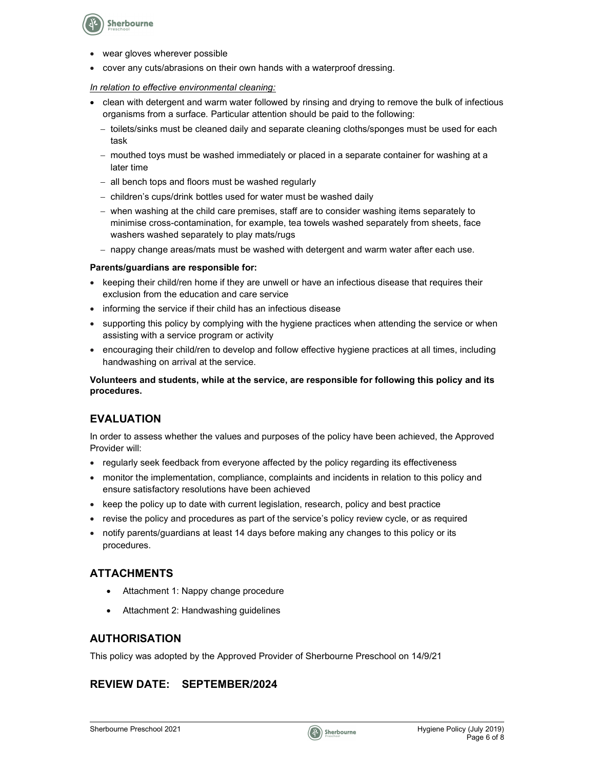- wear gloves wherever possible
- cover any cuts/abrasions on their own hands with a waterproof dressing.

*In relation to effective environmental cleaning:*

- clean with detergent and warm water followed by rinsing and drying to remove the bulk of infectious organisms from a surface. Particular attention should be paid to the following:
  - toilets/sinks must be cleaned daily and separate cleaning cloths/sponges must be used for each task
  - mouthed toys must be washed immediately or placed in a separate container for washing at a later time
  - all bench tops and floors must be washed regularly
  - children's cups/drink bottles used for water must be washed daily
  - when washing at the child care premises, staff are to consider washing items separately to minimise cross-contamination, for example, tea towels washed separately from sheets, face washers washed separately to play mats/rugs
  - nappy change areas/mats must be washed with detergent and warm water after each use.

**Parents/guardians are responsible for:**

- keeping their child/ren home if they are unwell or have an infectious disease that requires their exclusion from the education and care service
- informing the service if their child has an infectious disease
- supporting this policy by complying with the hygiene practices when attending the service or when assisting with a service program or activity
- encouraging their child/ren to develop and follow effective hygiene practices at all times, including handwashing on arrival at the service.

**Volunteers and students, while at the service, are responsible for following this policy and its procedures.**

## EVALUATION

In order to assess whether the values and purposes of the policy have been achieved, the Approved Provider will:

- regularly seek feedback from everyone affected by the policy regarding its effectiveness
- monitor the implementation, compliance, complaints and incidents in relation to this policy and ensure satisfactory resolutions have been achieved
- keep the policy up to date with current legislation, research, policy and best practice
- revise the policy and procedures as part of the service's policy review cycle, or as required
- notify parents/guardians at least 14 days before making any changes to this policy or its procedures.

## ATTACHMENTS

- Attachment 1: Nappy change procedure
- Attachment 2: Handwashing guidelines

## AUTHORISATION

This policy was adopted by the Approved Provider of Sherbourne Preschool on 14/9/21

## REVIEW DATE: SEPTEMBER/2024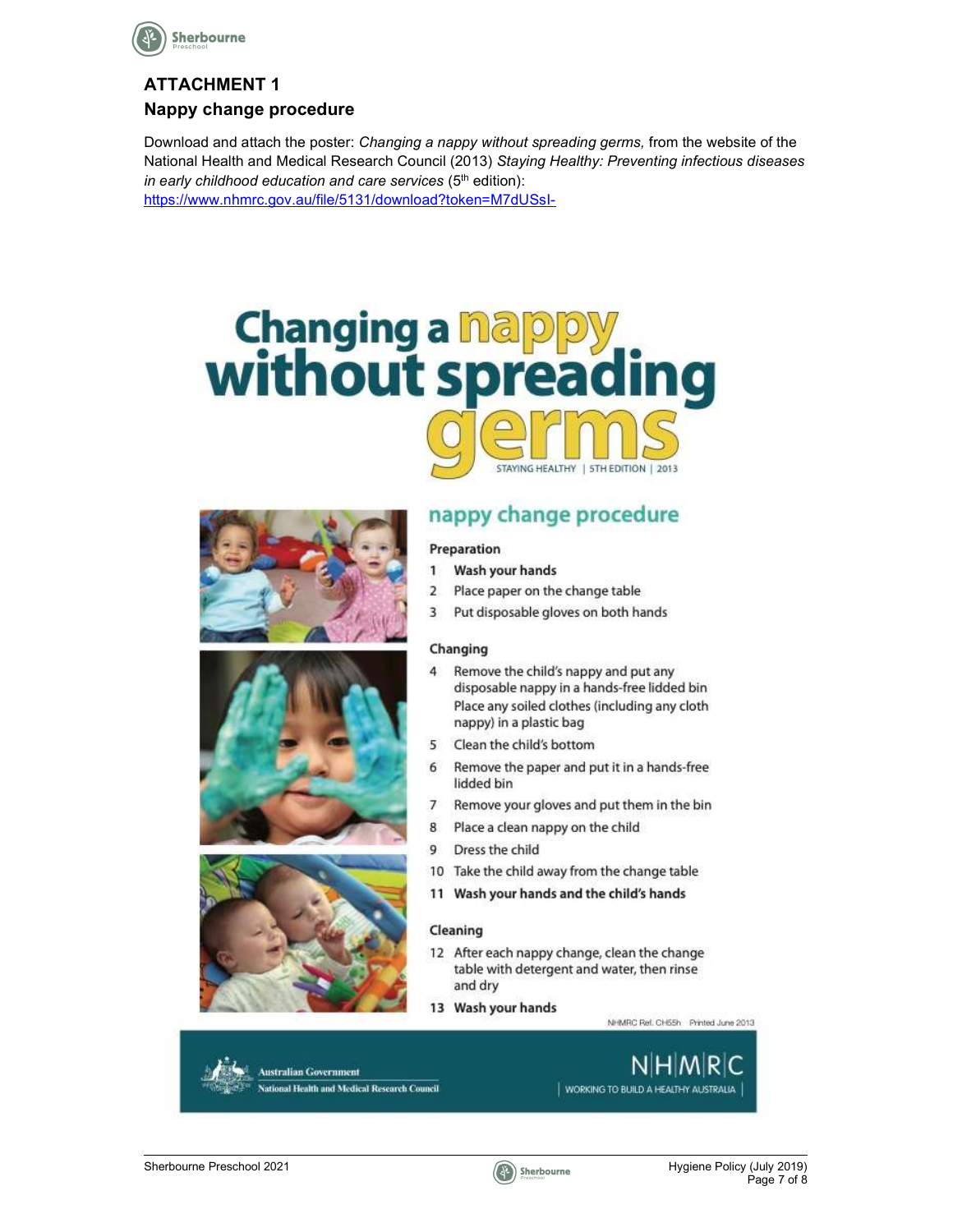## ATTACHMENT 1

### Nappy change procedure

Download and attach the poster: *Changing a nappy without spreading germs,* from the website of the National Health and Medical Research Council (2013) *Staying Healthy: Preventing infectious diseases in early childhood education and care services* (5th edition): https://www.nhmrc.gov.au/file/5131/download?token=M7dUSsI-

# Changing a nappy without spreading germs

STAYING HEALTHY | 5TH EDITION | 2013

## nappy change procedure

**Preparation**

1. **Wash your hands**
2. Place paper on the change table
3. Put disposable gloves on both hands

**Changing**

4. Remove the child's nappy and put any disposable nappy in a hands-free lidded bin
   Place any soiled clothes (including any cloth nappy) in a plastic bag
5. Clean the child's bottom
6. Remove the paper and put it in a hands-free lidded bin
7. Remove your gloves and put them in the bin
8. Place a clean nappy on the child
9. Dress the child
10. Take the child away from the change table
11. **Wash your hands and the child's hands**

**Cleaning**

12. After each nappy change, clean the change table with detergent and water, then rinse and dry
13. **Wash your hands**

NHMRC Ref. CH55h Printed June 2013

Australian Government
National Health and Medical Research Council

NHMRC
WORKING TO BUILD A HEALTHY AUSTRALIA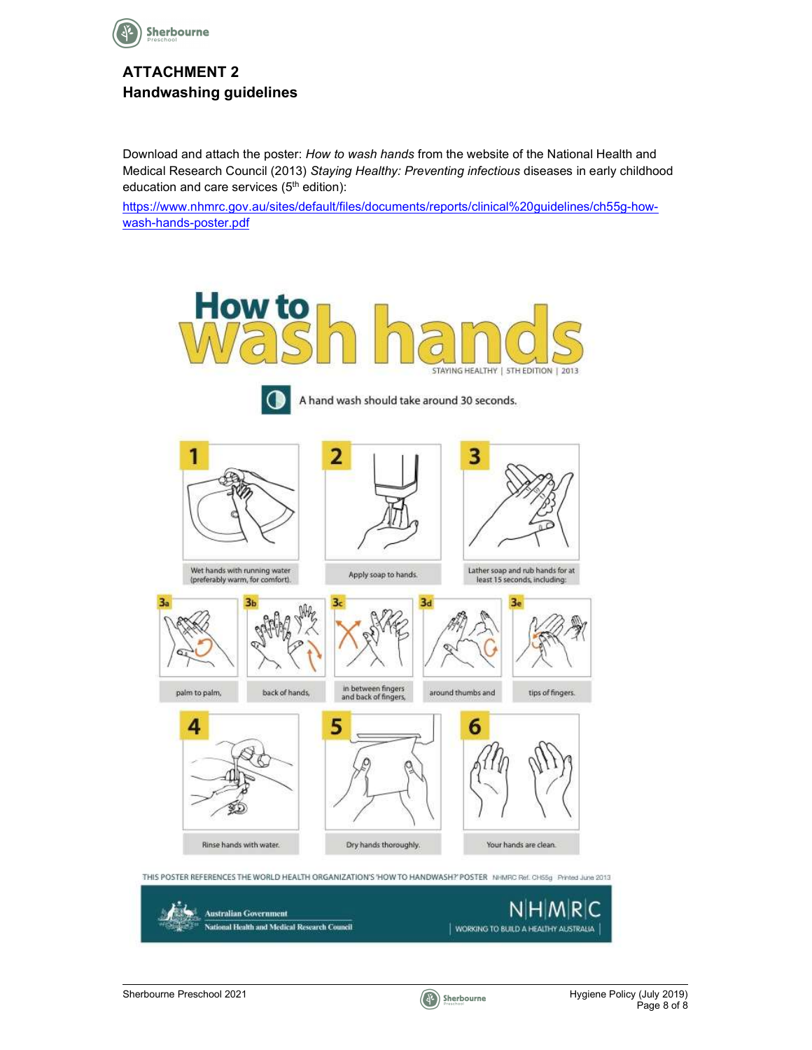## ATTACHMENT 2
## Handwashing guidelines

Download and attach the poster: *How to wash hands* from the website of the National Health and Medical Research Council (2013) *Staying Healthy: Preventing infectious* diseases in early childhood education and care services (5th edition):

https://www.nhmrc.gov.au/sites/default/files/documents/reports/clinical%20guidelines/ch55g-how-wash-hands-poster.pdf

# How to wash hands

STAYING HEALTHY | 5TH EDITION | 2013

A hand wash should take around 30 seconds.

1. Wet hands with running water (preferably warm, for comfort).
2. Apply soap to hands.
3. Lather soap and rub hands for at least 15 seconds, including:
   - 3a palm to palm,
   - 3b back of hands,
   - 3c in between fingers and back of fingers,
   - 3d around thumbs and
   - 3e tips of fingers.
4. Rinse hands with water.
5. Dry hands thoroughly.
6. Your hands are clean.

THIS POSTER REFERENCES THE WORLD HEALTH ORGANIZATION'S 'HOW TO HANDWASH?' POSTER NHMRC Ref. CH55g Printed June 2013

Australian Government
National Health and Medical Research Council

NHMRC
WORKING TO BUILD A HEALTHY AUSTRALIA